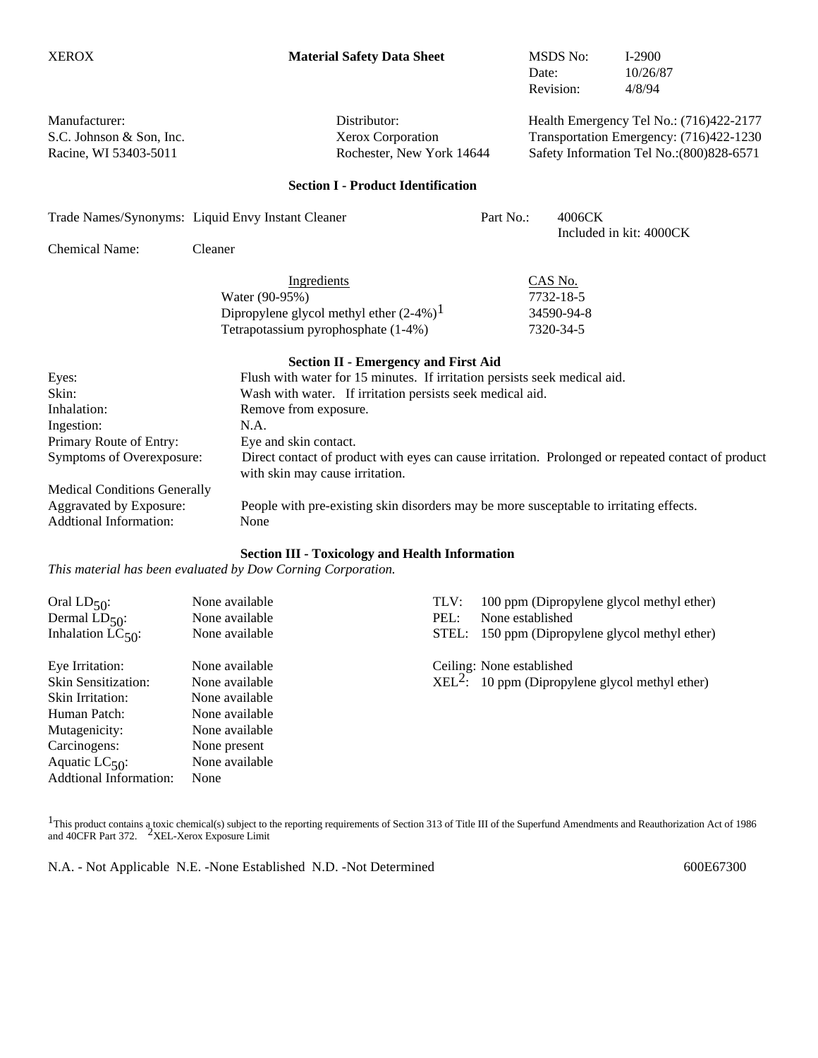XEROX

**Material Safety Data Sheet**

| | |
|---|---|
| MSDS No: | I-2900 |
| Date: | 10/26/87 |
| Revision: | 4/8/94 |

| Manufacturer: | Distributor: | Health Emergency Tel No.: (716)422-2177 |
|---|---|---|
| S.C. Johnson & Son, Inc. | Xerox Corporation | Transportation Emergency: (716)422-1230 |
| Racine, WI 53403-5011 | Rochester, New York 14644 | Safety Information Tel No.:(800)828-6571 |

## Section I - Product Identification

Trade Names/Synonyms: Liquid Envy Instant Cleaner

Part No.: 4006CK
Included in kit: 4000CK

Chemical Name: Cleaner

| Ingredients | CAS No. |
|---|---|
| Water (90-95%) | 7732-18-5 |
| Dipropylene glycol methyl ether (2-4%)[1] | 34590-94-8 |
| Tetrapotassium pyrophosphate (1-4%) | 7320-34-5 |

## Section II - Emergency and First Aid

| | |
|---|---|
| Eyes: | Flush with water for 15 minutes. If irritation persists seek medical aid. |
| Skin: | Wash with water. If irritation persists seek medical aid. |
| Inhalation: | Remove from exposure. |
| Ingestion: | N.A. |
| Primary Route of Entry: | Eye and skin contact. |
| Symptoms of Overexposure: | Direct contact of product with eyes can cause irritation. Prolonged or repeated contact of product with skin may cause irritation. |
| Medical Conditions Generally Aggravated by Exposure: | People with pre-existing skin disorders may be more susceptable to irritating effects. |
| Addtional Information: | None |

## Section III - Toxicology and Health Information

*This material has been evaluated by Dow Corning Corporation.*

| | |
|---|---|
| Oral $LD_{50}$: | None available |
| Dermal $LD_{50}$: | None available |
| Inhalation $LC_{50}$: | None available |
| Eye Irritation: | None available |
| Skin Sensitization: | None available |
| Skin Irritation: | None available |
| Human Patch: | None available |
| Mutagenicity: | None available |
| Carcinogens: | None present |
| Aquatic $LC_{50}$: | None available |
| Addtional Information: | None |

| | |
|---|---|
| TLV: | 100 ppm (Dipropylene glycol methyl ether) |
| PEL: | None established |
| STEL: | 150 ppm (Dipropylene glycol methyl ether) |
| Ceiling: | None established |
| XEL[2]: | 10 ppm (Dipropylene glycol methyl ether) |

[1]This product contains a toxic chemical(s) subject to the reporting requirements of Section 313 of Title III of the Superfund Amendments and Reauthorization Act of 1986 and 40CFR Part 372. [2]XEL-Xerox Exposure Limit

N.A. - Not Applicable N.E. -None Established N.D. -Not Determined

600E67300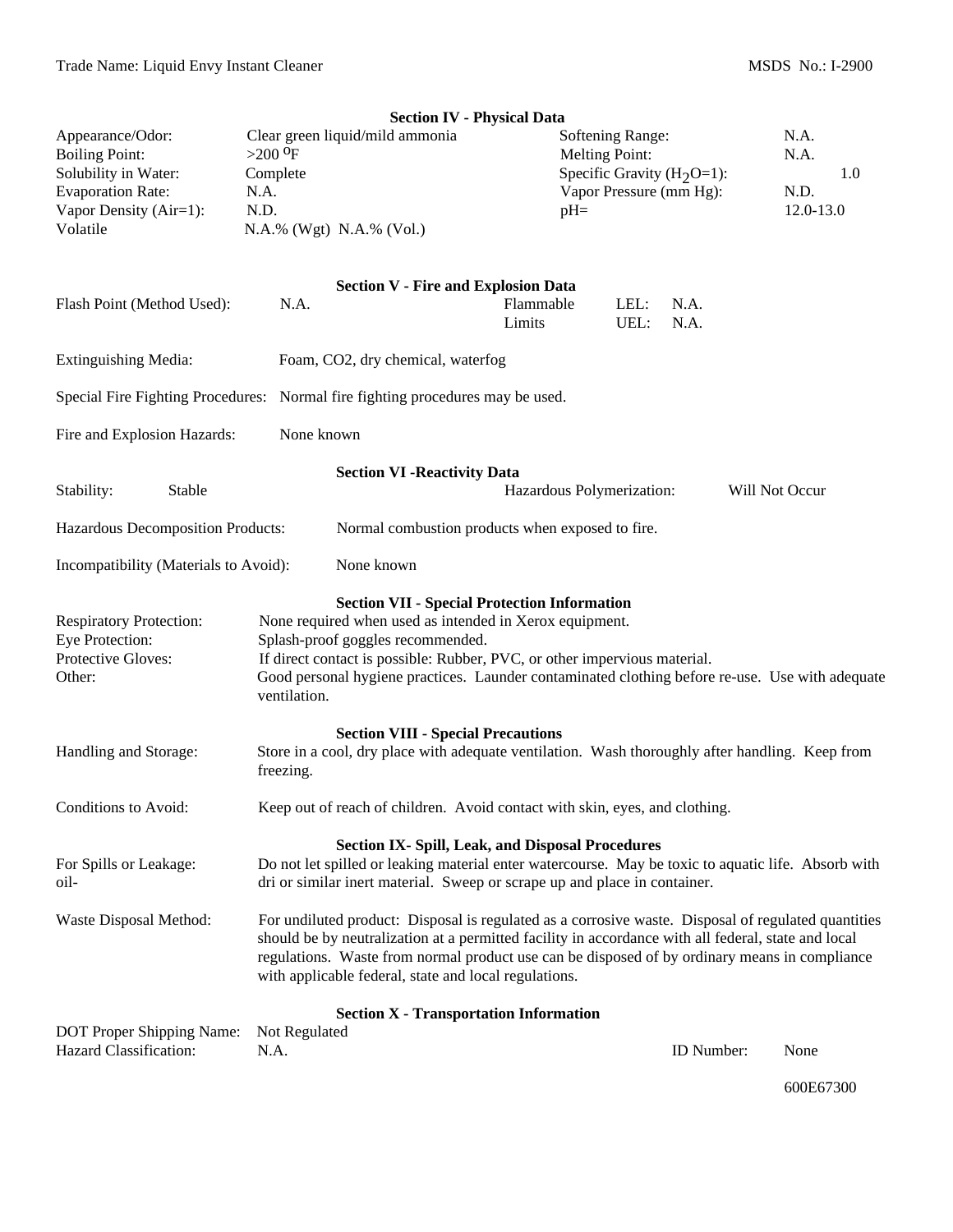Trade Name: Liquid Envy Instant Cleaner MSDS No.: I-2900

## Section IV - Physical Data

| | | | |
|---|---|---|---|
| Appearance/Odor: | Clear green liquid/mild ammonia | Softening Range: | N.A. |
| Boiling Point: | >200 $^oF$ | Melting Point: | N.A. |
| Solubility in Water: | Complete | Specific Gravity ($H_2O$=1): | 1.0 |
| Evaporation Rate: | N.A. | Vapor Pressure (mm Hg): | N.D. |
| Vapor Density (Air=1): | N.D. | pH= | 12.0-13.0 |
| Volatile | N.A.% (Wgt) N.A.% (Vol.) | | |

## Section V - Fire and Explosion Data

Flash Point (Method Used): N.A. Flammable Limits LEL: N.A. UEL: N.A.

Extinguishing Media: Foam, CO2, dry chemical, waterfog

Special Fire Fighting Procedures: Normal fire fighting procedures may be used.

Fire and Explosion Hazards: None known

## Section VI -Reactivity Data

Stability: Stable Hazardous Polymerization: Will Not Occur

Hazardous Decomposition Products: Normal combustion products when exposed to fire.

Incompatibility (Materials to Avoid): None known

## Section VII - Special Protection Information

Respiratory Protection: None required when used as intended in Xerox equipment.

Eye Protection: Splash-proof goggles recommended.

Protective Gloves: If direct contact is possible: Rubber, PVC, or other impervious material.

Other: Good personal hygiene practices. Launder contaminated clothing before re-use. Use with adequate ventilation.

## Section VIII - Special Precautions

Handling and Storage: Store in a cool, dry place with adequate ventilation. Wash thoroughly after handling. Keep from freezing.

Conditions to Avoid: Keep out of reach of children. Avoid contact with skin, eyes, and clothing.

## Section IX- Spill, Leak, and Disposal Procedures

For Spills or Leakage: Do not let spilled or leaking material enter watercourse. May be toxic to aquatic life. Absorb with oil-dri or similar inert material. Sweep or scrape up and place in container.

Waste Disposal Method: For undiluted product: Disposal is regulated as a corrosive waste. Disposal of regulated quantities should be by neutralization at a permitted facility in accordance with all federal, state and local regulations. Waste from normal product use can be disposed of by ordinary means in compliance with applicable federal, state and local regulations.

## Section X - Transportation Information

DOT Proper Shipping Name: Not Regulated

Hazard Classification: N.A. ID Number: None

600E67300